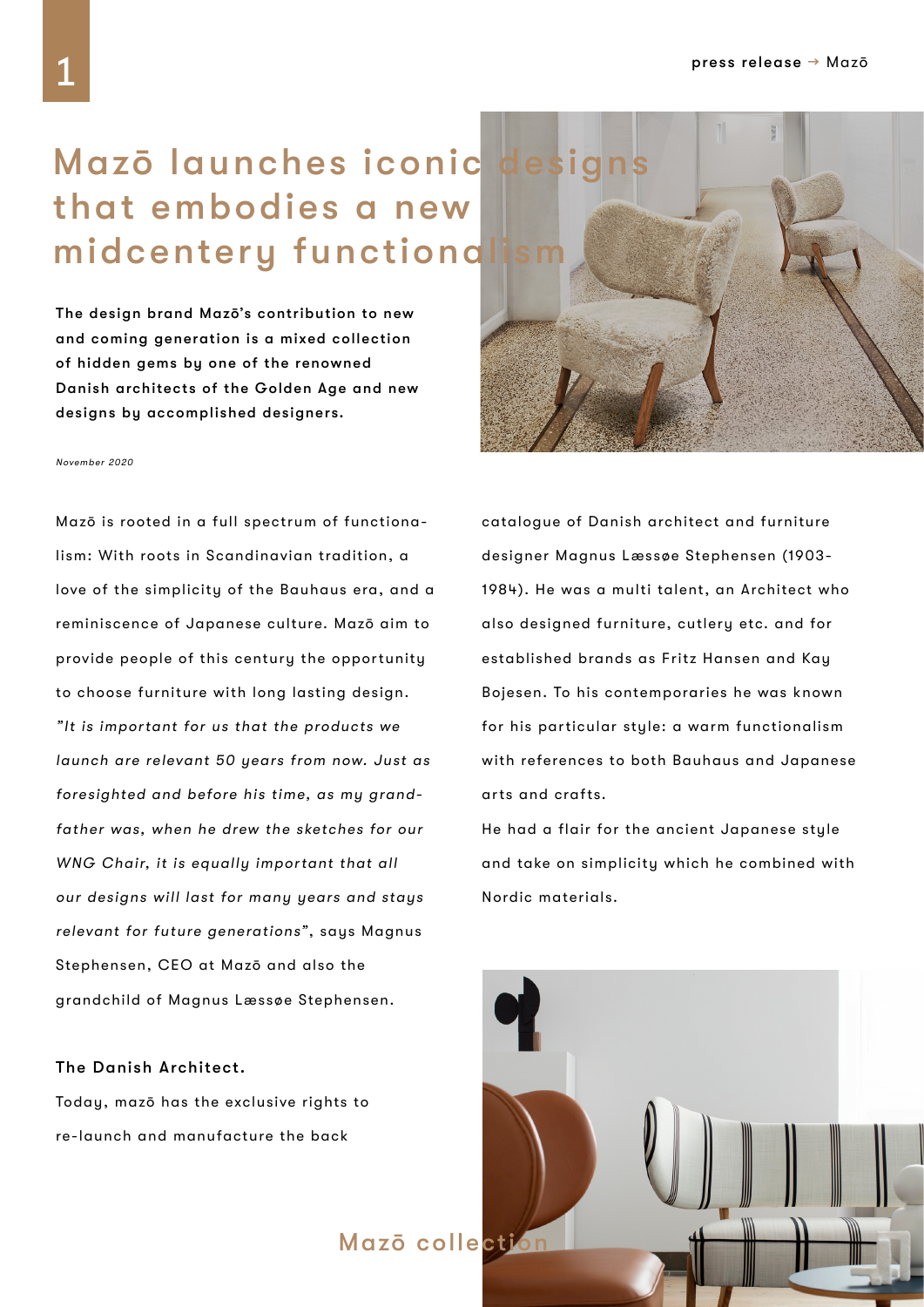# Mazō launches iconic designs that embodies a new midcentery functionalism

**The design brand Mazō's contribution to new and coming generation is a mixed collection of hidden gems by one of the renowned Danish architects of the Golden Age and new designs by accomplished designers.**

*November 2020*

Mazō is rooted in a full spectrum of functionalism: With roots in Scandinavian tradition, a love of the simplicity of the Bauhaus era, and a reminiscence of Japanese culture. Mazō aim to provide people of this century the opportunity to choose furniture with long lasting design. *"It is important for us that the products we launch are relevant 50 years from now. Just as foresighted and before his time, as my grandfather was, when he drew the sketches for our WNG Chair, it is equally important that all our designs will last for many years and stays relevant for future generations"*, says Magnus Stephensen, CEO at Mazō and also the grandchild of Magnus Læssøe Stephensen.

**The Danish Architect.**

Today, mazō has the exclusive rights to re-launch and manufacture the back catalogue of Danish architect and furniture designer Magnus Læssøe Stephensen (1903-1984). He was a multi talent, an Architect who also designed furniture, cutlery etc. and for established brands as Fritz Hansen and Kay Bojesen. To his contemporaries he was known for his particular style: a warm functionalism with references to both Bauhaus and Japanese arts and crafts.

He had a flair for the ancient Japanese style and take on simplicity which he combined with Nordic materials.

Mazō collection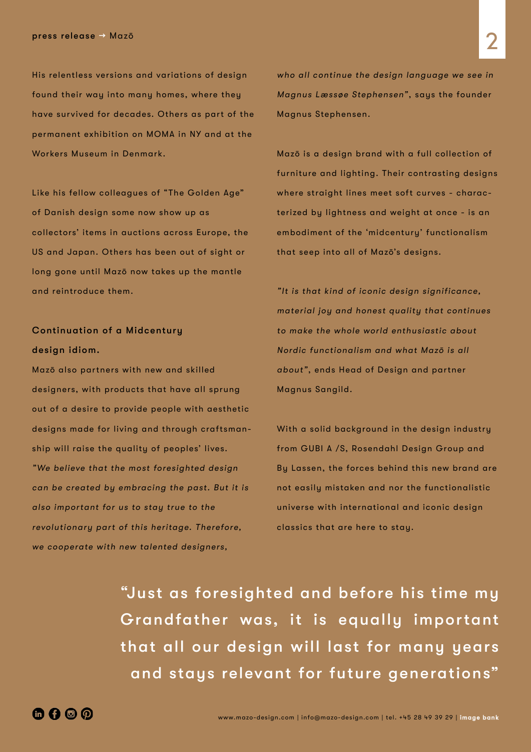His relentless versions and variations of design found their way into many homes, where they have survived for decades. Others as part of the permanent exhibition on MOMA in NY and at the Workers Museum in Denmark.

Like his fellow colleagues of “The Golden Age” of Danish design some now show up as collectors' items in auctions across Europe, the US and Japan. Others has been out of sight or long gone until Mazō now takes up the mantle and reintroduce them.

**Continuation of a Midcentury design idiom.**

Mazō also partners with new and skilled designers, with products that have all sprung out of a desire to provide people with aesthetic designs made for living and through craftsmanship will raise the quality of peoples' lives. *”We believe that the most foresighted design can be created by embracing the past. But it is also important for us to stay true to the revolutionary part of this heritage. Therefore, we cooperate with new talented designers, who all continue the design language we see in Magnus Læssøe Stephensen”*, says the founder Magnus Stephensen.

Mazō is a design brand with a full collection of furniture and lighting. Their contrasting designs where straight lines meet soft curves - characterized by lightness and weight at once - is an embodiment of the ‘midcentury' functionalism that seep into all of Mazō's designs.

*”It is that kind of iconic design significance, material joy and honest quality that continues to make the whole world enthusiastic about Nordic functionalism and what Mazō is all about”*, ends Head of Design and partner Magnus Sangild.

With a solid background in the design industry from GUBI A /S, Rosendahl Design Group and By Lassen, the forces behind this new brand are not easily mistaken and nor the functionalistic universe with international and iconic design classics that are here to stay.

“Just as foresighted and before his time my Grandfather was, it is equally important that all our design will last for many years and stays relevant for future generations”

www.mazo-design.com | info@mazo-design.com | tel. +45 28 49 39 29 | **image bank**